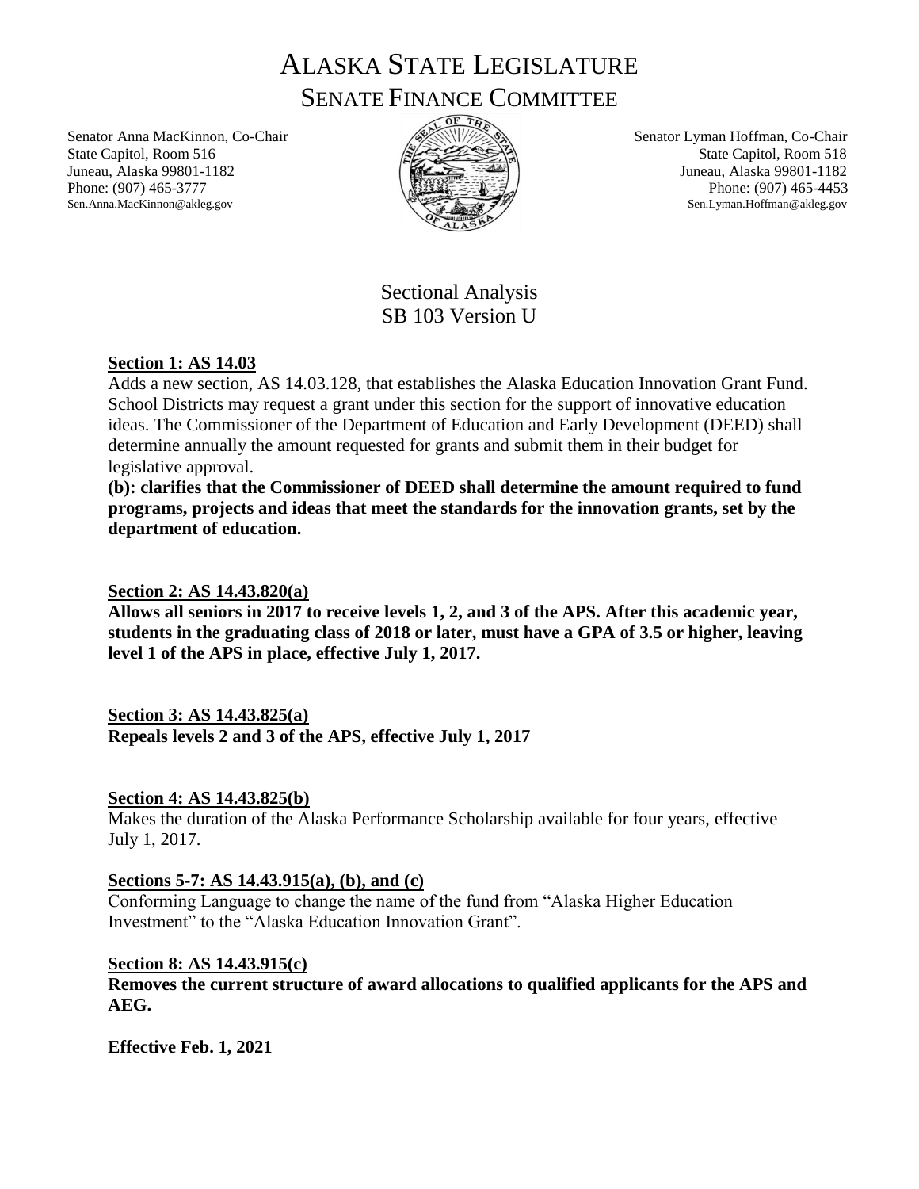# ALASKA STATE LEGISLATURE
## SENATE FINANCE COMMITTEE

Senator Anna MacKinnon, Co-Chair
State Capitol, Room 516
Juneau, Alaska 99801-1182
Phone: (907) 465-3777
Sen.Anna.MacKinnon@akleg.gov

Senator Lyman Hoffman, Co-Chair
State Capitol, Room 518
Juneau, Alaska 99801-1182
Phone: (907) 465-4453
Sen.Lyman.Hoffman@akleg.gov

Sectional Analysis
SB 103 Version U

**Section 1: AS 14.03**

Adds a new section, AS 14.03.128, that establishes the Alaska Education Innovation Grant Fund. School Districts may request a grant under this section for the support of innovative education ideas. The Commissioner of the Department of Education and Early Development (DEED) shall determine annually the amount requested for grants and submit them in their budget for legislative approval.

**(b): clarifies that the Commissioner of DEED shall determine the amount required to fund programs, projects and ideas that meet the standards for the innovation grants, set by the department of education.**

**Section 2: AS 14.43.820(a)**

**Allows all seniors in 2017 to receive levels 1, 2, and 3 of the APS. After this academic year, students in the graduating class of 2018 or later, must have a GPA of 3.5 or higher, leaving level 1 of the APS in place, effective July 1, 2017.**

**Section 3: AS 14.43.825(a)**

**Repeals levels 2 and 3 of the APS, effective July 1, 2017**

**Section 4: AS 14.43.825(b)**

Makes the duration of the Alaska Performance Scholarship available for four years, effective July 1, 2017.

**Sections 5-7: AS 14.43.915(a), (b), and (c)**

Conforming Language to change the name of the fund from "Alaska Higher Education Investment" to the "Alaska Education Innovation Grant".

**Section 8: AS 14.43.915(c)**

**Removes the current structure of award allocations to qualified applicants for the APS and AEG.**

**Effective Feb. 1, 2021**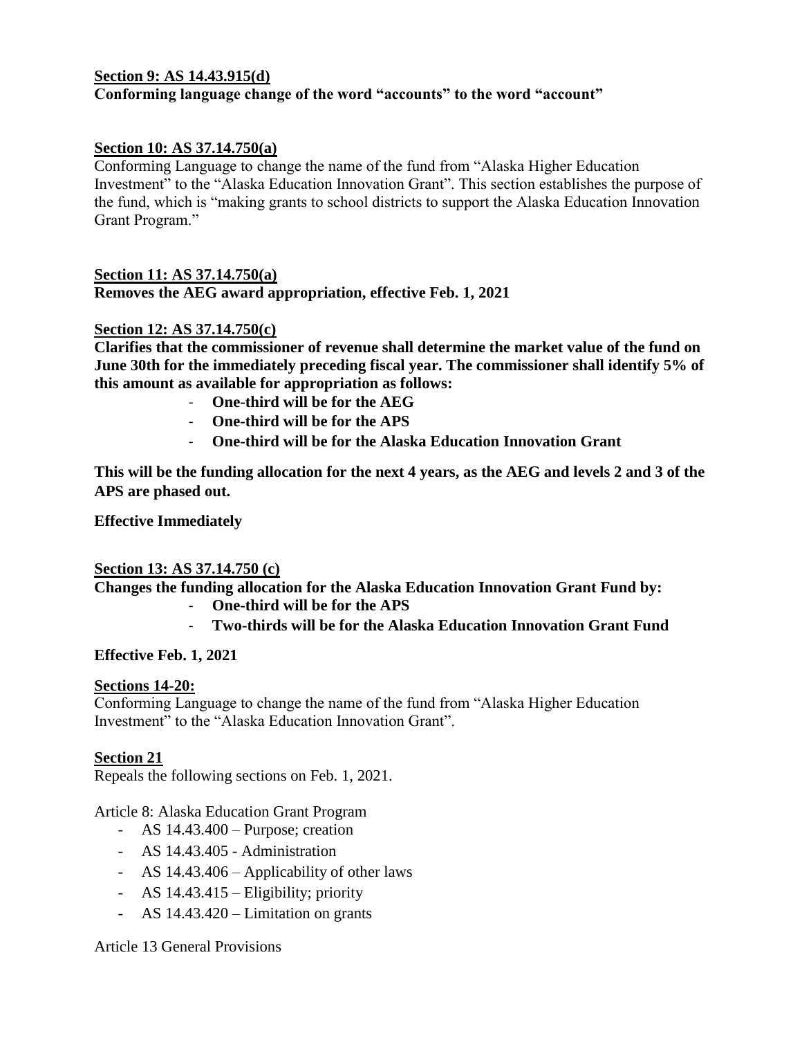**<u>Section 9: AS 14.43.915(d)</u>**
**Conforming language change of the word "accounts" to the word "account"**

**<u>Section 10: AS 37.14.750(a)</u>**
Conforming Language to change the name of the fund from "Alaska Higher Education Investment" to the "Alaska Education Innovation Grant". This section establishes the purpose of the fund, which is "making grants to school districts to support the Alaska Education Innovation Grant Program."

**<u>Section 11: AS 37.14.750(a)</u>**
**Removes the AEG award appropriation, effective Feb. 1, 2021**

**<u>Section 12: AS 37.14.750(c)</u>**
**Clarifies that the commissioner of revenue shall determine the market value of the fund on June 30th for the immediately preceding fiscal year. The commissioner shall identify 5% of this amount as available for appropriation as follows:**

- **One-third will be for the AEG**
- **One-third will be for the APS**
- **One-third will be for the Alaska Education Innovation Grant**

**This will be the funding allocation for the next 4 years, as the AEG and levels 2 and 3 of the APS are phased out.**

**Effective Immediately**

**<u>Section 13: AS 37.14.750 (c)</u>**
**Changes the funding allocation for the Alaska Education Innovation Grant Fund by:**

- **One-third will be for the APS**
- **Two-thirds will be for the Alaska Education Innovation Grant Fund**

**Effective Feb. 1, 2021**

**<u>Sections 14-20:</u>**
Conforming Language to change the name of the fund from "Alaska Higher Education Investment" to the "Alaska Education Innovation Grant".

**<u>Section 21</u>**
Repeals the following sections on Feb. 1, 2021.

Article 8: Alaska Education Grant Program

- AS 14.43.400 – Purpose; creation
- AS 14.43.405 - Administration
- AS 14.43.406 – Applicability of other laws
- AS 14.43.415 – Eligibility; priority
- AS 14.43.420 – Limitation on grants

Article 13 General Provisions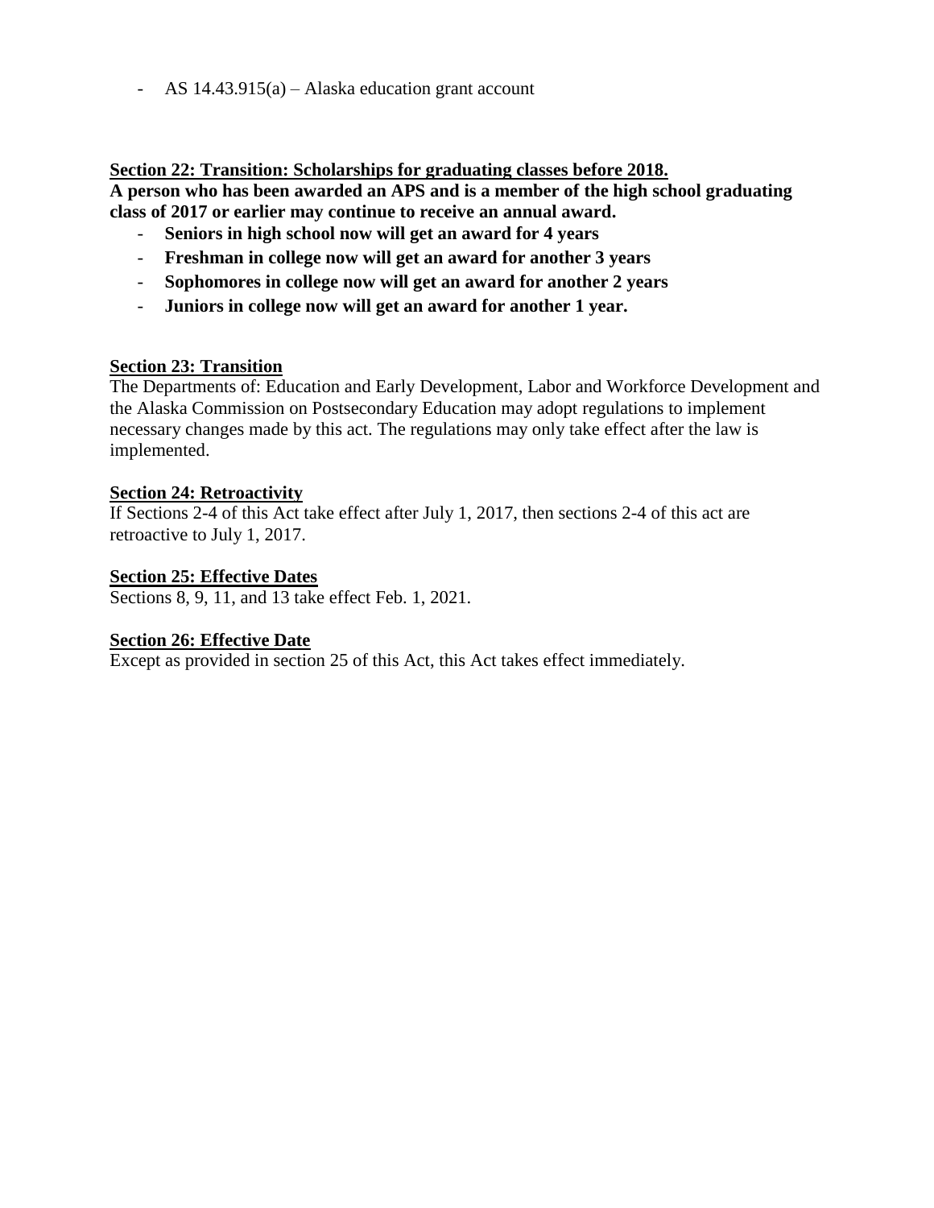- AS 14.43.915(a) – Alaska education grant account

**<u>Section 22: Transition: Scholarships for graduating classes before 2018.</u>**
**A person who has been awarded an APS and is a member of the high school graduating class of 2017 or earlier may continue to receive an annual award.**

- **Seniors in high school now will get an award for 4 years**
- **Freshman in college now will get an award for another 3 years**
- **Sophomores in college now will get an award for another 2 years**
- **Juniors in college now will get an award for another 1 year.**

**<u>Section 23: Transition</u>**
The Departments of: Education and Early Development, Labor and Workforce Development and the Alaska Commission on Postsecondary Education may adopt regulations to implement necessary changes made by this act. The regulations may only take effect after the law is implemented.

**<u>Section 24: Retroactivity</u>**
If Sections 2-4 of this Act take effect after July 1, 2017, then sections 2-4 of this act are retroactive to July 1, 2017.

**<u>Section 25: Effective Dates</u>**
Sections 8, 9, 11, and 13 take effect Feb. 1, 2021.

**<u>Section 26: Effective Date</u>**
Except as provided in section 25 of this Act, this Act takes effect immediately.